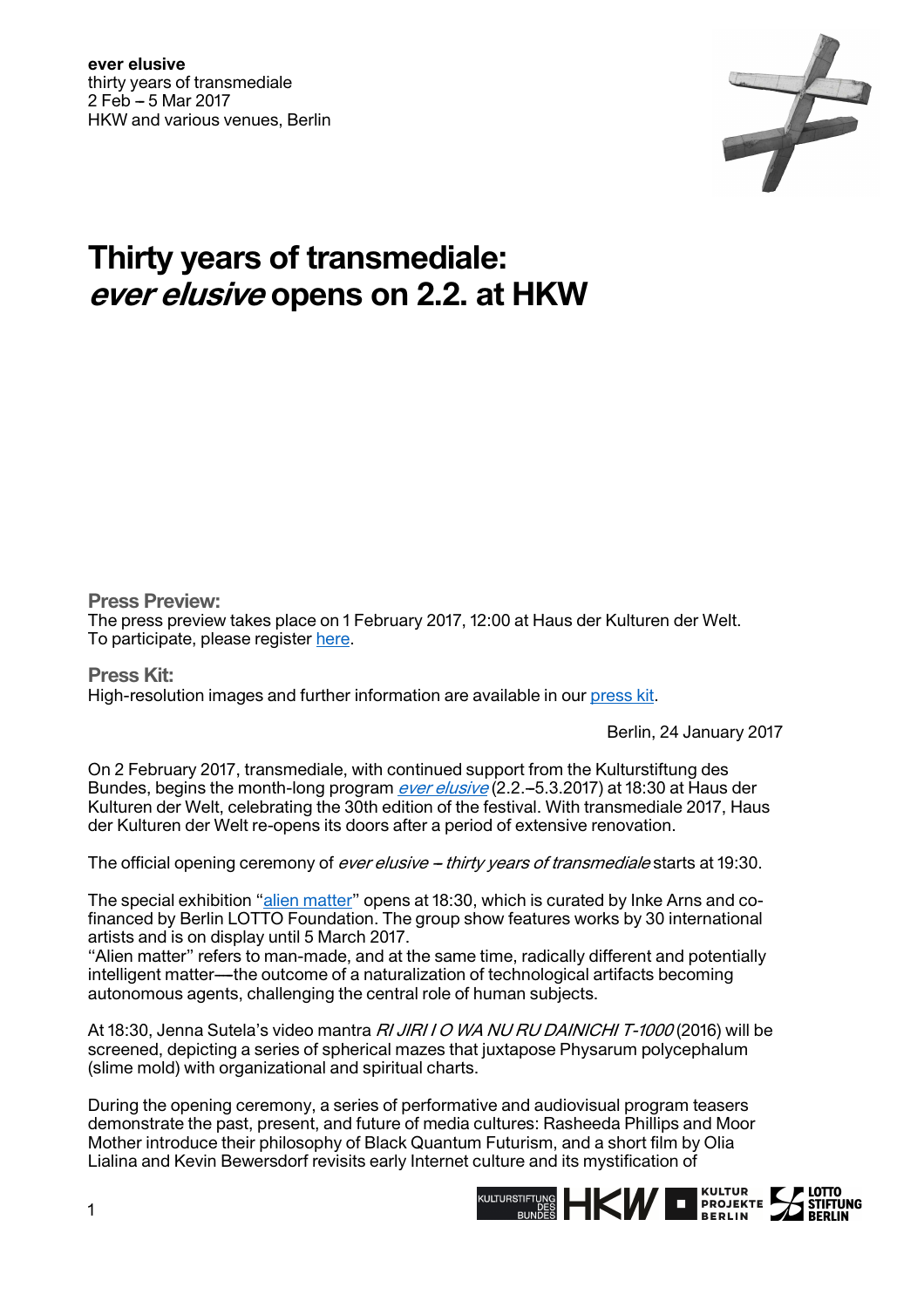**ever elusive**
thirty years of transmediale
2 Feb – 5 Mar 2017
HKW and various venues, Berlin

# Thirty years of transmediale: *ever elusive* opens on 2.2. at HKW

**Press Preview:**
The press preview takes place on 1 February 2017, 12:00 at Haus der Kulturen der Welt.
To participate, please register here.

**Press Kit:**
High-resolution images and further information are available in our press kit.

Berlin, 24 January 2017

On 2 February 2017, transmediale, with continued support from the Kulturstiftung des Bundes, begins the month-long program *ever elusive* (2.2.–5.3.2017) at 18:30 at Haus der Kulturen der Welt, celebrating the 30th edition of the festival. With transmediale 2017, Haus der Kulturen der Welt re-opens its doors after a period of extensive renovation.

The official opening ceremony of *ever elusive – thirty years of transmediale* starts at 19:30.

The special exhibition "alien matter" opens at 18:30, which is curated by Inke Arns and co-financed by Berlin LOTTO Foundation. The group show features works by 30 international artists and is on display until 5 March 2017.
"Alien matter" refers to man-made, and at the same time, radically different and potentially intelligent matter—the outcome of a naturalization of technological artifacts becoming autonomous agents, challenging the central role of human subjects.

At 18:30, Jenna Sutela's video mantra *RI JIRI I O WA NU RU DAINICHI T-1000* (2016) will be screened, depicting a series of spherical mazes that juxtapose Physarum polycephalum (slime mold) with organizational and spiritual charts.

During the opening ceremony, a series of performative and audiovisual program teasers demonstrate the past, present, and future of media cultures: Rasheeda Phillips and Moor Mother introduce their philosophy of Black Quantum Futurism, and a short film by Olia Lialina and Kevin Bewersdorf revisits early Internet culture and its mystification of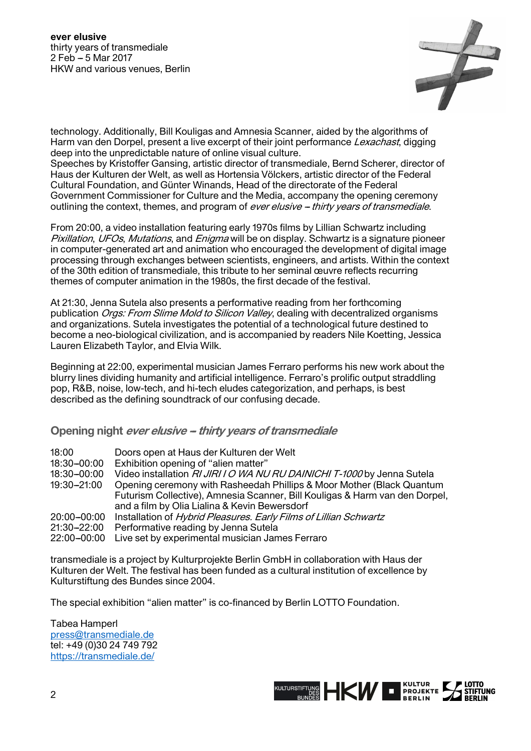technology. Additionally, Bill Kouligas and Amnesia Scanner, aided by the algorithms of Harm van den Dorpel, present a live excerpt of their joint performance *Lexachast*, digging deep into the unpredictable nature of online visual culture.
Speeches by Kristoffer Gansing, artistic director of transmediale, Bernd Scherer, director of Haus der Kulturen der Welt, as well as Hortensia Völckers, artistic director of the Federal Cultural Foundation, and Günter Winands, Head of the directorate of the Federal Government Commissioner for Culture and the Media, accompany the opening ceremony outlining the context, themes, and program of *ever elusive – thirty years of transmediale*.

From 20:00, a video installation featuring early 1970s films by Lillian Schwartz including *Pixillation*, *UFOs*, *Mutations*, and *Enigma* will be on display. Schwartz is a signature pioneer in computer-generated art and animation who encouraged the development of digital image processing through exchanges between scientists, engineers, and artists. Within the context of the 30th edition of transmediale, this tribute to her seminal œuvre reflects recurring themes of computer animation in the 1980s, the first decade of the festival.

At 21:30, Jenna Sutela also presents a performative reading from her forthcoming publication *Orgs: From Slime Mold to Silicon Valley*, dealing with decentralized organisms and organizations. Sutela investigates the potential of a technological future destined to become a neo-biological civilization, and is accompanied by readers Nile Koetting, Jessica Lauren Elizabeth Taylor, and Elvia Wilk.

Beginning at 22:00, experimental musician James Ferraro performs his new work about the blurry lines dividing humanity and artificial intelligence. Ferraro's prolific output straddling pop, R&B, noise, low-tech, and hi-tech eludes categorization, and perhaps, is best described as the defining soundtrack of our confusing decade.

## Opening night *ever elusive – thirty years of transmediale*

| | |
|---|---|
| 18:00 | Doors open at Haus der Kulturen der Welt |
| 18:30–00:00 | Exhibition opening of "alien matter" |
| 18:30–00:00 | Video installation *RI JIRI I O WA NU RU DAINICHI T-1000* by Jenna Sutela |
| 19:30–21:00 | Opening ceremony with Rasheedah Phillips & Moor Mother (Black Quantum Futurism Collective), Amnesia Scanner, Bill Kouligas & Harm van den Dorpel, and a film by Olia Lialina & Kevin Bewersdorf |
| 20:00–00:00 | Installation of *Hybrid Pleasures. Early Films of Lillian Schwartz* |
| 21:30–22:00 | Performative reading by Jenna Sutela |
| 22:00–00:00 | Live set by experimental musician James Ferraro |

transmediale is a project by Kulturprojekte Berlin GmbH in collaboration with Haus der Kulturen der Welt. The festival has been funded as a cultural institution of excellence by Kulturstiftung des Bundes since 2004.

The special exhibition "alien matter" is co-financed by Berlin LOTTO Foundation.

Tabea Hamperl
press@transmediale.de
tel: +49 (0)30 24 749 792
https://transmediale.de/